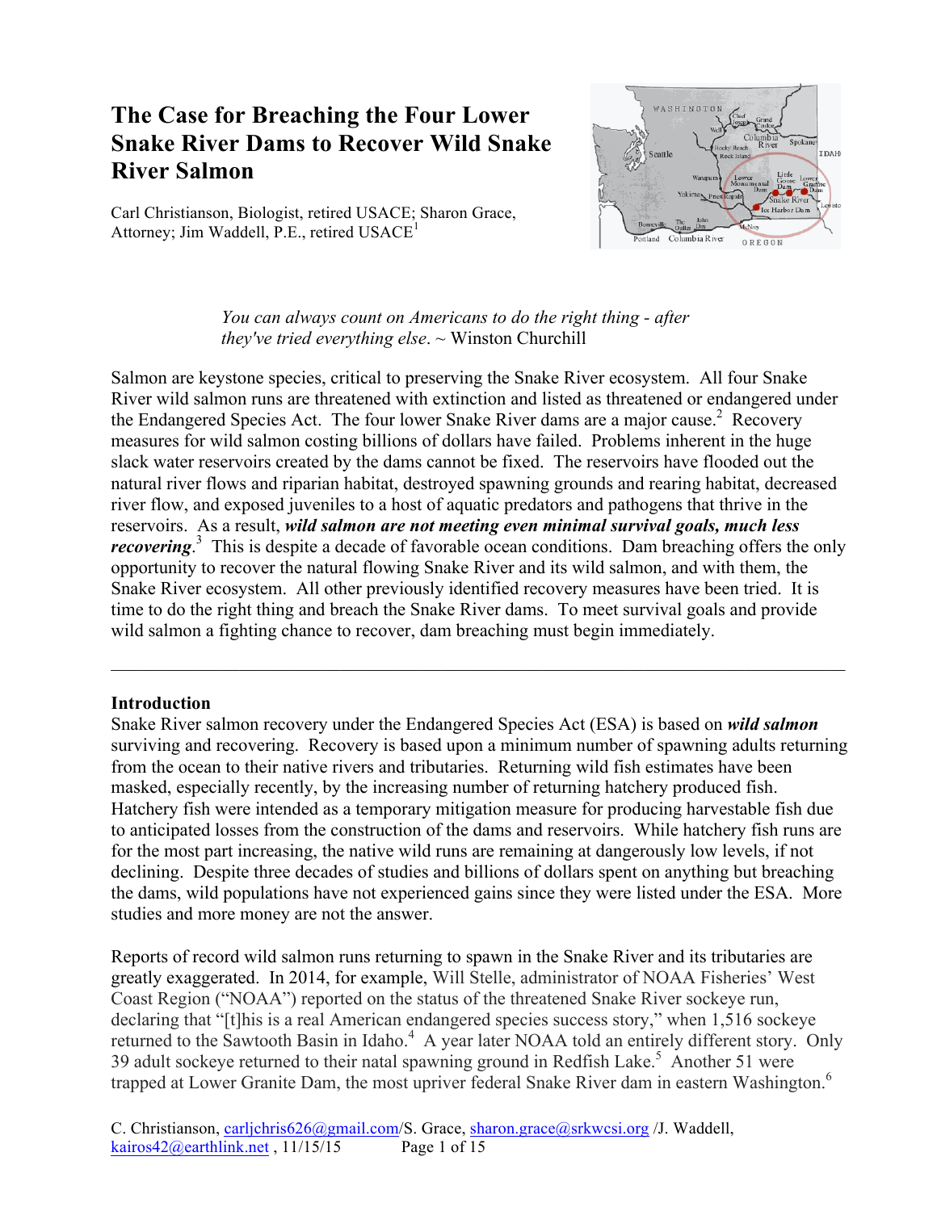# The Case for Breaching the Four Lower Snake River Dams to Recover Wild Snake River Salmon

Carl Christianson, Biologist, retired USACE; Sharon Grace, Attorney; Jim Waddell, P.E., retired USACE[1]

> *You can always count on Americans to do the right thing - after they've tried everything else*. ~ Winston Churchill

Salmon are keystone species, critical to preserving the Snake River ecosystem. All four Snake River wild salmon runs are threatened with extinction and listed as threatened or endangered under the Endangered Species Act. The four lower Snake River dams are a major cause.[2] Recovery measures for wild salmon costing billions of dollars have failed. Problems inherent in the huge slack water reservoirs created by the dams cannot be fixed. The reservoirs have flooded out the natural river flows and riparian habitat, destroyed spawning grounds and rearing habitat, decreased river flow, and exposed juveniles to a host of aquatic predators and pathogens that thrive in the reservoirs. As a result, ***wild salmon are not meeting even minimal survival goals, much less recovering***.[3] This is despite a decade of favorable ocean conditions. Dam breaching offers the only opportunity to recover the natural flowing Snake River and its wild salmon, and with them, the Snake River ecosystem. All other previously identified recovery measures have been tried. It is time to do the right thing and breach the Snake River dams. To meet survival goals and provide wild salmon a fighting chance to recover, dam breaching must begin immediately.

---

## Introduction

Snake River salmon recovery under the Endangered Species Act (ESA) is based on ***wild salmon*** surviving and recovering. Recovery is based upon a minimum number of spawning adults returning from the ocean to their native rivers and tributaries. Returning wild fish estimates have been masked, especially recently, by the increasing number of returning hatchery produced fish. Hatchery fish were intended as a temporary mitigation measure for producing harvestable fish due to anticipated losses from the construction of the dams and reservoirs. While hatchery fish runs are for the most part increasing, the native wild runs are remaining at dangerously low levels, if not declining. Despite three decades of studies and billions of dollars spent on anything but breaching the dams, wild populations have not experienced gains since they were listed under the ESA. More studies and more money are not the answer.

Reports of record wild salmon runs returning to spawn in the Snake River and its tributaries are greatly exaggerated. In 2014, for example, Will Stelle, administrator of NOAA Fisheries' West Coast Region ("NOAA") reported on the status of the threatened Snake River sockeye run, declaring that "[t]his is a real American endangered species success story," when 1,516 sockeye returned to the Sawtooth Basin in Idaho.[4] A year later NOAA told an entirely different story. Only 39 adult sockeye returned to their natal spawning ground in Redfish Lake.[5] Another 51 were trapped at Lower Granite Dam, the most upriver federal Snake River dam in eastern Washington.[6]

C. Christianson, carljchris626@gmail.com/S. Grace, sharon.grace@srkwcsi.org /J. Waddell, kairos42@earthlink.net , 11/15/15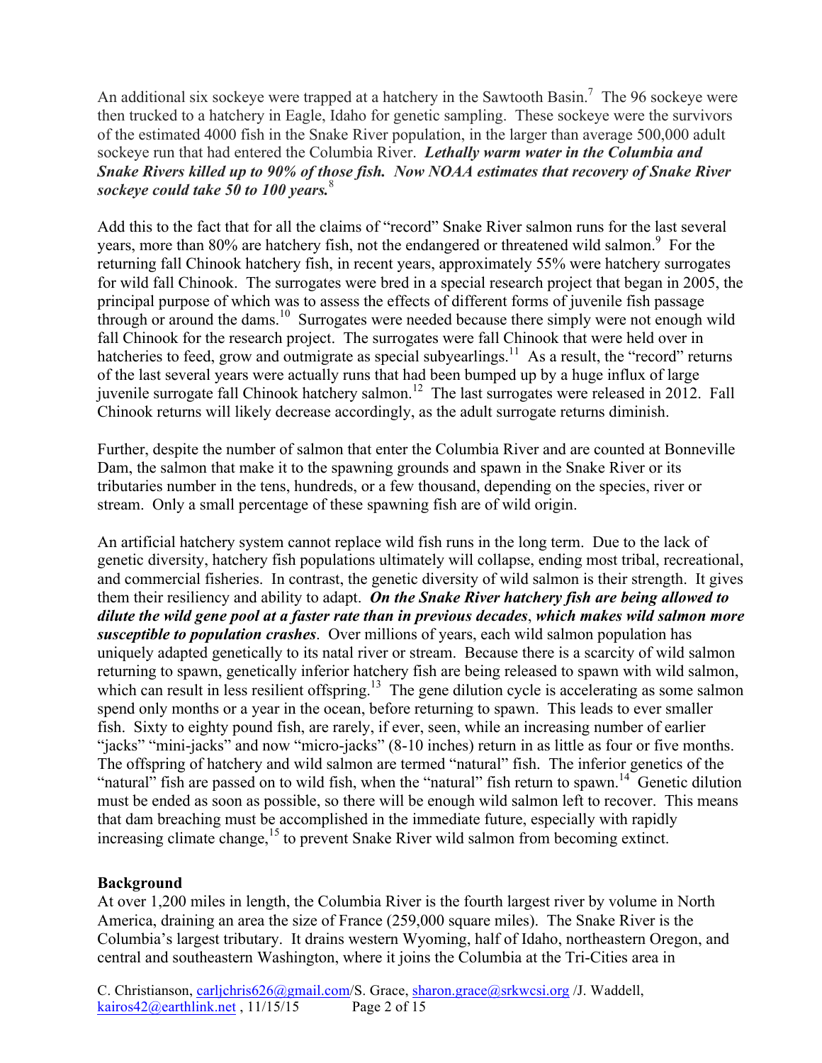An additional six sockeye were trapped at a hatchery in the Sawtooth Basin.[7] The 96 sockeye were then trucked to a hatchery in Eagle, Idaho for genetic sampling. These sockeye were the survivors of the estimated 4000 fish in the Snake River population, in the larger than average 500,000 adult sockeye run that had entered the Columbia River. ***Lethally warm water in the Columbia and Snake Rivers killed up to 90% of those fish. Now NOAA estimates that recovery of Snake River sockeye could take 50 to 100 years.***[8]

Add this to the fact that for all the claims of "record" Snake River salmon runs for the last several years, more than 80% are hatchery fish, not the endangered or threatened wild salmon.[9] For the returning fall Chinook hatchery fish, in recent years, approximately 55% were hatchery surrogates for wild fall Chinook. The surrogates were bred in a special research project that began in 2005, the principal purpose of which was to assess the effects of different forms of juvenile fish passage through or around the dams.[10] Surrogates were needed because there simply were not enough wild fall Chinook for the research project. The surrogates were fall Chinook that were held over in hatcheries to feed, grow and outmigrate as special subyearlings.[11] As a result, the "record" returns of the last several years were actually runs that had been bumped up by a huge influx of large juvenile surrogate fall Chinook hatchery salmon.[12] The last surrogates were released in 2012. Fall Chinook returns will likely decrease accordingly, as the adult surrogate returns diminish.

Further, despite the number of salmon that enter the Columbia River and are counted at Bonneville Dam, the salmon that make it to the spawning grounds and spawn in the Snake River or its tributaries number in the tens, hundreds, or a few thousand, depending on the species, river or stream. Only a small percentage of these spawning fish are of wild origin.

An artificial hatchery system cannot replace wild fish runs in the long term. Due to the lack of genetic diversity, hatchery fish populations ultimately will collapse, ending most tribal, recreational, and commercial fisheries. In contrast, the genetic diversity of wild salmon is their strength. It gives them their resiliency and ability to adapt. ***On the Snake River hatchery fish are being allowed to dilute the wild gene pool at a faster rate than in previous decades***, ***which makes wild salmon more susceptible to population crashes***. Over millions of years, each wild salmon population has uniquely adapted genetically to its natal river or stream. Because there is a scarcity of wild salmon returning to spawn, genetically inferior hatchery fish are being released to spawn with wild salmon, which can result in less resilient offspring.[13] The gene dilution cycle is accelerating as some salmon spend only months or a year in the ocean, before returning to spawn. This leads to ever smaller fish. Sixty to eighty pound fish, are rarely, if ever, seen, while an increasing number of earlier "jacks" "mini-jacks" and now "micro-jacks" (8-10 inches) return in as little as four or five months. The offspring of hatchery and wild salmon are termed "natural" fish. The inferior genetics of the "natural" fish are passed on to wild fish, when the "natural" fish return to spawn.[14] Genetic dilution must be ended as soon as possible, so there will be enough wild salmon left to recover. This means that dam breaching must be accomplished in the immediate future, especially with rapidly increasing climate change,[15] to prevent Snake River wild salmon from becoming extinct.

## Background

At over 1,200 miles in length, the Columbia River is the fourth largest river by volume in North America, draining an area the size of France (259,000 square miles). The Snake River is the Columbia's largest tributary. It drains western Wyoming, half of Idaho, northeastern Oregon, and central and southeastern Washington, where it joins the Columbia at the Tri-Cities area in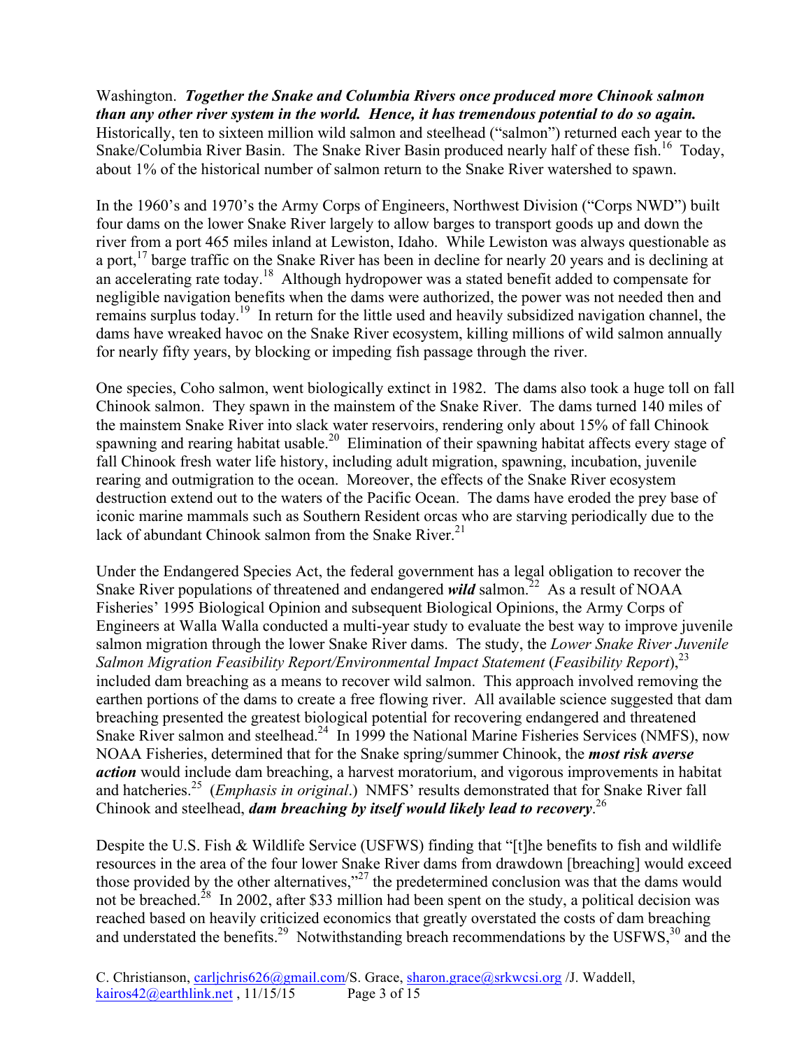Washington. ***Together the Snake and Columbia Rivers once produced more Chinook salmon than any other river system in the world. Hence, it has tremendous potential to do so again.*** Historically, ten to sixteen million wild salmon and steelhead ("salmon") returned each year to the Snake/Columbia River Basin. The Snake River Basin produced nearly half of these fish.[16] Today, about 1% of the historical number of salmon return to the Snake River watershed to spawn.

In the 1960's and 1970's the Army Corps of Engineers, Northwest Division ("Corps NWD") built four dams on the lower Snake River largely to allow barges to transport goods up and down the river from a port 465 miles inland at Lewiston, Idaho. While Lewiston was always questionable as a port,[17] barge traffic on the Snake River has been in decline for nearly 20 years and is declining at an accelerating rate today.[18] Although hydropower was a stated benefit added to compensate for negligible navigation benefits when the dams were authorized, the power was not needed then and remains surplus today.[19] In return for the little used and heavily subsidized navigation channel, the dams have wreaked havoc on the Snake River ecosystem, killing millions of wild salmon annually for nearly fifty years, by blocking or impeding fish passage through the river.

One species, Coho salmon, went biologically extinct in 1982. The dams also took a huge toll on fall Chinook salmon. They spawn in the mainstem of the Snake River. The dams turned 140 miles of the mainstem Snake River into slack water reservoirs, rendering only about 15% of fall Chinook spawning and rearing habitat usable.[20] Elimination of their spawning habitat affects every stage of fall Chinook fresh water life history, including adult migration, spawning, incubation, juvenile rearing and outmigration to the ocean. Moreover, the effects of the Snake River ecosystem destruction extend out to the waters of the Pacific Ocean. The dams have eroded the prey base of iconic marine mammals such as Southern Resident orcas who are starving periodically due to the lack of abundant Chinook salmon from the Snake River.[21]

Under the Endangered Species Act, the federal government has a legal obligation to recover the Snake River populations of threatened and endangered ***wild*** salmon.[22] As a result of NOAA Fisheries' 1995 Biological Opinion and subsequent Biological Opinions, the Army Corps of Engineers at Walla Walla conducted a multi-year study to evaluate the best way to improve juvenile salmon migration through the lower Snake River dams. The study, the *Lower Snake River Juvenile Salmon Migration Feasibility Report/Environmental Impact Statement* (*Feasibility Report*),[23] included dam breaching as a means to recover wild salmon. This approach involved removing the earthen portions of the dams to create a free flowing river. All available science suggested that dam breaching presented the greatest biological potential for recovering endangered and threatened Snake River salmon and steelhead.[24] In 1999 the National Marine Fisheries Services (NMFS), now NOAA Fisheries, determined that for the Snake spring/summer Chinook, the ***most risk averse action*** would include dam breaching, a harvest moratorium, and vigorous improvements in habitat and hatcheries.[25] (*Emphasis in original*.) NMFS' results demonstrated that for Snake River fall Chinook and steelhead, ***dam breaching by itself would likely lead to recovery***.[26]

Despite the U.S. Fish & Wildlife Service (USFWS) finding that "[t]he benefits to fish and wildlife resources in the area of the four lower Snake River dams from drawdown [breaching] would exceed those provided by the other alternatives,"[27] the predetermined conclusion was that the dams would not be breached.[28] In 2002, after $33 million had been spent on the study, a political decision was reached based on heavily criticized economics that greatly overstated the costs of dam breaching and understated the benefits.[29] Notwithstanding breach recommendations by the USFWS,[30] and the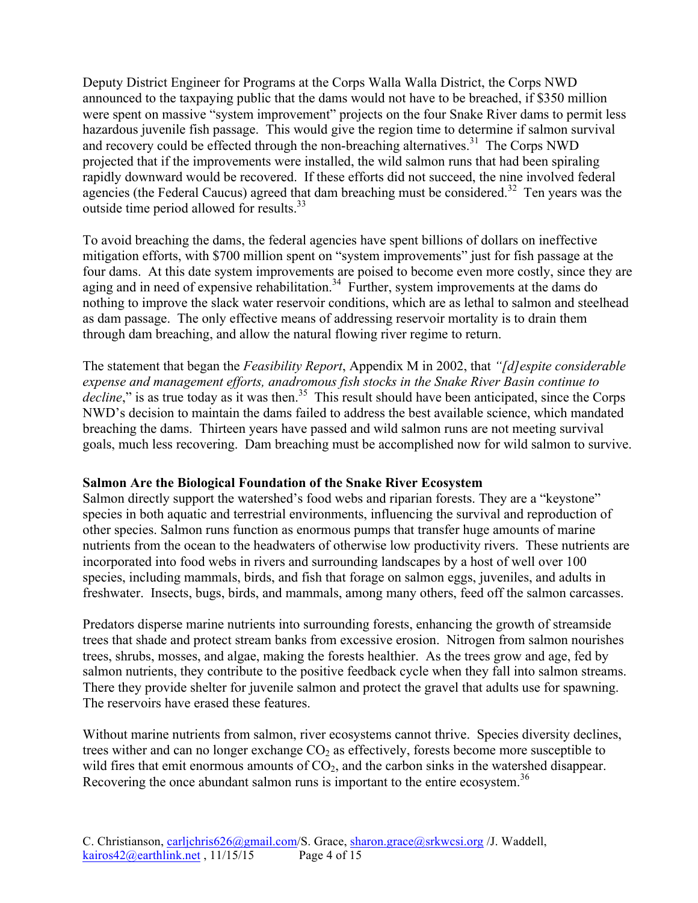Deputy District Engineer for Programs at the Corps Walla Walla District, the Corps NWD announced to the taxpaying public that the dams would not have to be breached, if $350 million were spent on massive "system improvement" projects on the four Snake River dams to permit less hazardous juvenile fish passage. This would give the region time to determine if salmon survival and recovery could be effected through the non-breaching alternatives.[31] The Corps NWD projected that if the improvements were installed, the wild salmon runs that had been spiraling rapidly downward would be recovered. If these efforts did not succeed, the nine involved federal agencies (the Federal Caucus) agreed that dam breaching must be considered.[32] Ten years was the outside time period allowed for results.[33]

To avoid breaching the dams, the federal agencies have spent billions of dollars on ineffective mitigation efforts, with $700 million spent on "system improvements" just for fish passage at the four dams. At this date system improvements are poised to become even more costly, since they are aging and in need of expensive rehabilitation.[34] Further, system improvements at the dams do nothing to improve the slack water reservoir conditions, which are as lethal to salmon and steelhead as dam passage. The only effective means of addressing reservoir mortality is to drain them through dam breaching, and allow the natural flowing river regime to return.

The statement that began the *Feasibility Report*, Appendix M in 2002, that *"[d]espite considerable expense and management efforts, anadromous fish stocks in the Snake River Basin continue to decline*," is as true today as it was then.[35] This result should have been anticipated, since the Corps NWD's decision to maintain the dams failed to address the best available science, which mandated breaching the dams. Thirteen years have passed and wild salmon runs are not meeting survival goals, much less recovering. Dam breaching must be accomplished now for wild salmon to survive.

**Salmon Are the Biological Foundation of the Snake River Ecosystem**

Salmon directly support the watershed's food webs and riparian forests. They are a "keystone" species in both aquatic and terrestrial environments, influencing the survival and reproduction of other species. Salmon runs function as enormous pumps that transfer huge amounts of marine nutrients from the ocean to the headwaters of otherwise low productivity rivers. These nutrients are incorporated into food webs in rivers and surrounding landscapes by a host of well over 100 species, including mammals, birds, and fish that forage on salmon eggs, juveniles, and adults in freshwater. Insects, bugs, birds, and mammals, among many others, feed off the salmon carcasses.

Predators disperse marine nutrients into surrounding forests, enhancing the growth of streamside trees that shade and protect stream banks from excessive erosion. Nitrogen from salmon nourishes trees, shrubs, mosses, and algae, making the forests healthier. As the trees grow and age, fed by salmon nutrients, they contribute to the positive feedback cycle when they fall into salmon streams. There they provide shelter for juvenile salmon and protect the gravel that adults use for spawning. The reservoirs have erased these features.

Without marine nutrients from salmon, river ecosystems cannot thrive. Species diversity declines, trees wither and can no longer exchange $CO_2$ as effectively, forests become more susceptible to wild fires that emit enormous amounts of $CO_2$, and the carbon sinks in the watershed disappear. Recovering the once abundant salmon runs is important to the entire ecosystem.[36]

C. Christianson, carljchris626@gmail.com/S. Grace, sharon.grace@srkwcsi.org /J. Waddell, kairos42@earthlink.net , 11/15/15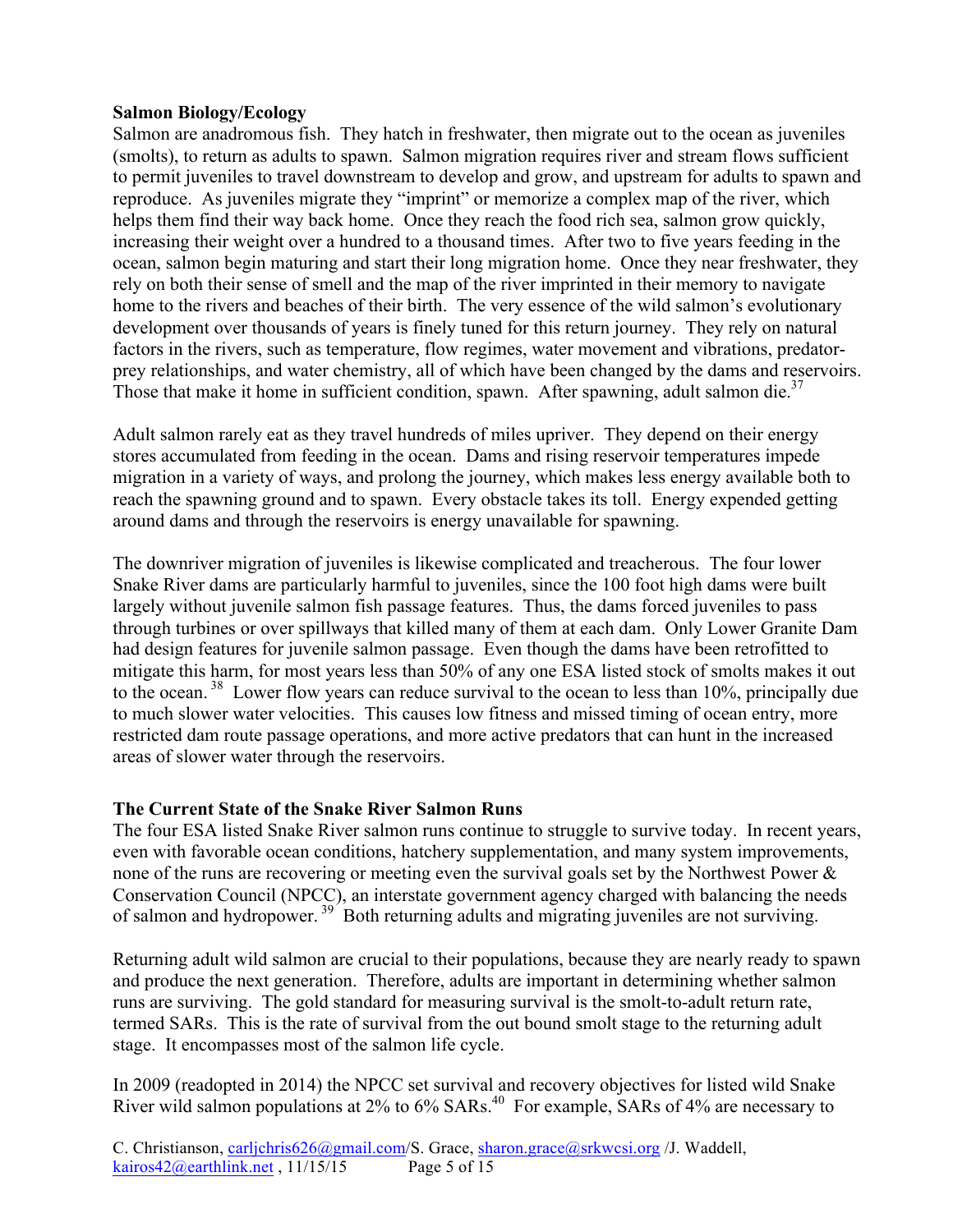**Salmon Biology/Ecology**

Salmon are anadromous fish. They hatch in freshwater, then migrate out to the ocean as juveniles (smolts), to return as adults to spawn. Salmon migration requires river and stream flows sufficient to permit juveniles to travel downstream to develop and grow, and upstream for adults to spawn and reproduce. As juveniles migrate they "imprint" or memorize a complex map of the river, which helps them find their way back home. Once they reach the food rich sea, salmon grow quickly, increasing their weight over a hundred to a thousand times. After two to five years feeding in the ocean, salmon begin maturing and start their long migration home. Once they near freshwater, they rely on both their sense of smell and the map of the river imprinted in their memory to navigate home to the rivers and beaches of their birth. The very essence of the wild salmon's evolutionary development over thousands of years is finely tuned for this return journey. They rely on natural factors in the rivers, such as temperature, flow regimes, water movement and vibrations, predator-prey relationships, and water chemistry, all of which have been changed by the dams and reservoirs. Those that make it home in sufficient condition, spawn. After spawning, adult salmon die.[37]

Adult salmon rarely eat as they travel hundreds of miles upriver. They depend on their energy stores accumulated from feeding in the ocean. Dams and rising reservoir temperatures impede migration in a variety of ways, and prolong the journey, which makes less energy available both to reach the spawning ground and to spawn. Every obstacle takes its toll. Energy expended getting around dams and through the reservoirs is energy unavailable for spawning.

The downriver migration of juveniles is likewise complicated and treacherous. The four lower Snake River dams are particularly harmful to juveniles, since the 100 foot high dams were built largely without juvenile salmon fish passage features. Thus, the dams forced juveniles to pass through turbines or over spillways that killed many of them at each dam. Only Lower Granite Dam had design features for juvenile salmon passage. Even though the dams have been retrofitted to mitigate this harm, for most years less than 50% of any one ESA listed stock of smolts makes it out to the ocean.[38] Lower flow years can reduce survival to the ocean to less than 10%, principally due to much slower water velocities. This causes low fitness and missed timing of ocean entry, more restricted dam route passage operations, and more active predators that can hunt in the increased areas of slower water through the reservoirs.

**The Current State of the Snake River Salmon Runs**

The four ESA listed Snake River salmon runs continue to struggle to survive today. In recent years, even with favorable ocean conditions, hatchery supplementation, and many system improvements, none of the runs are recovering or meeting even the survival goals set by the Northwest Power & Conservation Council (NPCC), an interstate government agency charged with balancing the needs of salmon and hydropower.[39] Both returning adults and migrating juveniles are not surviving.

Returning adult wild salmon are crucial to their populations, because they are nearly ready to spawn and produce the next generation. Therefore, adults are important in determining whether salmon runs are surviving. The gold standard for measuring survival is the smolt-to-adult return rate, termed SARs. This is the rate of survival from the out bound smolt stage to the returning adult stage. It encompasses most of the salmon life cycle.

In 2009 (readopted in 2014) the NPCC set survival and recovery objectives for listed wild Snake River wild salmon populations at 2% to 6% SARs.[40] For example, SARs of 4% are necessary to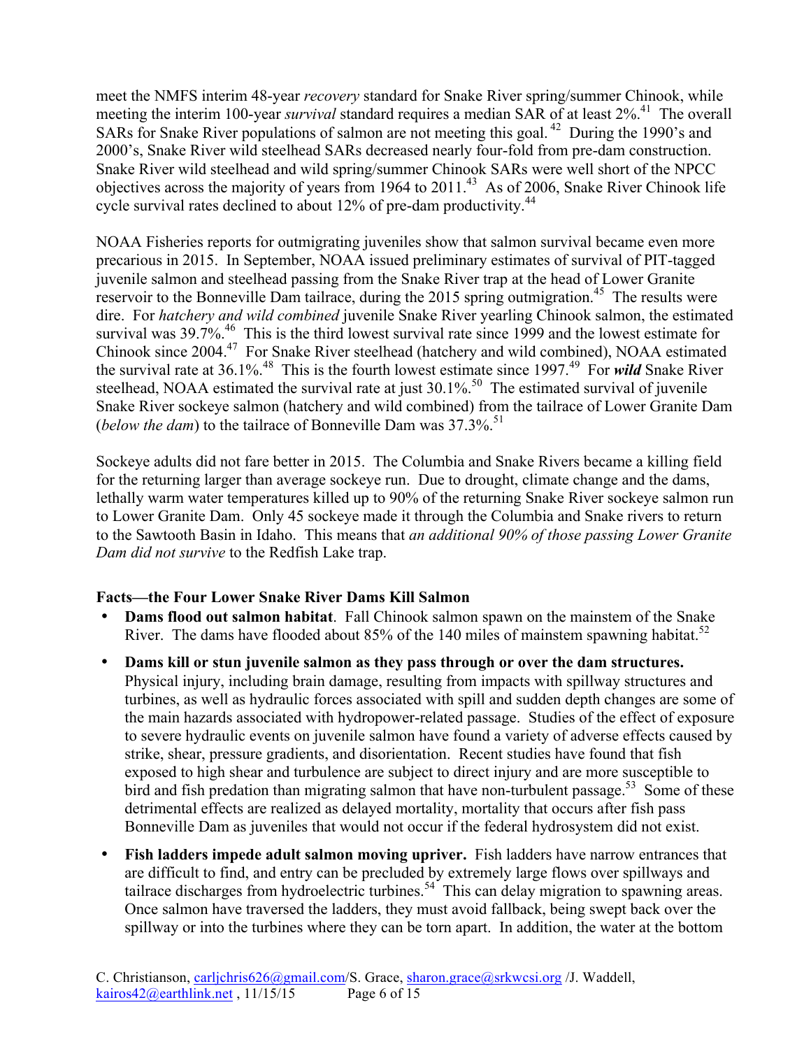meet the NMFS interim 48-year *recovery* standard for Snake River spring/summer Chinook, while meeting the interim 100-year *survival* standard requires a median SAR of at least 2%.[41] The overall SARs for Snake River populations of salmon are not meeting this goal.[42] During the 1990's and 2000's, Snake River wild steelhead SARs decreased nearly four-fold from pre-dam construction. Snake River wild steelhead and wild spring/summer Chinook SARs were well short of the NPCC objectives across the majority of years from 1964 to 2011.[43] As of 2006, Snake River Chinook life cycle survival rates declined to about 12% of pre-dam productivity.[44]

NOAA Fisheries reports for outmigrating juveniles show that salmon survival became even more precarious in 2015. In September, NOAA issued preliminary estimates of survival of PIT-tagged juvenile salmon and steelhead passing from the Snake River trap at the head of Lower Granite reservoir to the Bonneville Dam tailrace, during the 2015 spring outmigration.[45] The results were dire. For *hatchery and wild combined* juvenile Snake River yearling Chinook salmon, the estimated survival was 39.7%.[46] This is the third lowest survival rate since 1999 and the lowest estimate for Chinook since 2004.[47] For Snake River steelhead (hatchery and wild combined), NOAA estimated the survival rate at 36.1%.[48] This is the fourth lowest estimate since 1997.[49] For ***wild*** Snake River steelhead, NOAA estimated the survival rate at just 30.1%.[50] The estimated survival of juvenile Snake River sockeye salmon (hatchery and wild combined) from the tailrace of Lower Granite Dam (*below the dam*) to the tailrace of Bonneville Dam was 37.3%.[51]

Sockeye adults did not fare better in 2015. The Columbia and Snake Rivers became a killing field for the returning larger than average sockeye run. Due to drought, climate change and the dams, lethally warm water temperatures killed up to 90% of the returning Snake River sockeye salmon run to Lower Granite Dam. Only 45 sockeye made it through the Columbia and Snake rivers to return to the Sawtooth Basin in Idaho. This means that *an additional 90% of those passing Lower Granite Dam did not survive* to the Redfish Lake trap.

**Facts—the Four Lower Snake River Dams Kill Salmon**

- **Dams flood out salmon habitat**. Fall Chinook salmon spawn on the mainstem of the Snake River. The dams have flooded about 85% of the 140 miles of mainstem spawning habitat.[52]
- **Dams kill or stun juvenile salmon as they pass through or over the dam structures.** Physical injury, including brain damage, resulting from impacts with spillway structures and turbines, as well as hydraulic forces associated with spill and sudden depth changes are some of the main hazards associated with hydropower-related passage. Studies of the effect of exposure to severe hydraulic events on juvenile salmon have found a variety of adverse effects caused by strike, shear, pressure gradients, and disorientation. Recent studies have found that fish exposed to high shear and turbulence are subject to direct injury and are more susceptible to bird and fish predation than migrating salmon that have non-turbulent passage.[53] Some of these detrimental effects are realized as delayed mortality, mortality that occurs after fish pass Bonneville Dam as juveniles that would not occur if the federal hydrosystem did not exist.
- **Fish ladders impede adult salmon moving upriver.** Fish ladders have narrow entrances that are difficult to find, and entry can be precluded by extremely large flows over spillways and tailrace discharges from hydroelectric turbines.[54] This can delay migration to spawning areas. Once salmon have traversed the ladders, they must avoid fallback, being swept back over the spillway or into the turbines where they can be torn apart. In addition, the water at the bottom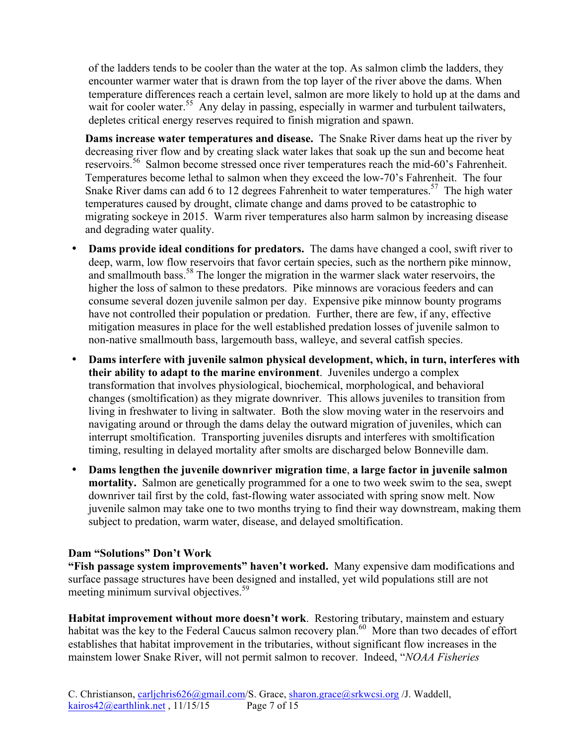of the ladders tends to be cooler than the water at the top. As salmon climb the ladders, they encounter warmer water that is drawn from the top layer of the river above the dams. When temperature differences reach a certain level, salmon are more likely to hold up at the dams and wait for cooler water.[55] Any delay in passing, especially in warmer and turbulent tailwaters, depletes critical energy reserves required to finish migration and spawn.

**Dams increase water temperatures and disease.** The Snake River dams heat up the river by decreasing river flow and by creating slack water lakes that soak up the sun and become heat reservoirs.[56] Salmon become stressed once river temperatures reach the mid-60's Fahrenheit. Temperatures become lethal to salmon when they exceed the low-70's Fahrenheit. The four Snake River dams can add 6 to 12 degrees Fahrenheit to water temperatures.[57] The high water temperatures caused by drought, climate change and dams proved to be catastrophic to migrating sockeye in 2015. Warm river temperatures also harm salmon by increasing disease and degrading water quality.

- **Dams provide ideal conditions for predators.** The dams have changed a cool, swift river to deep, warm, low flow reservoirs that favor certain species, such as the northern pike minnow, and smallmouth bass.[58] The longer the migration in the warmer slack water reservoirs, the higher the loss of salmon to these predators. Pike minnows are voracious feeders and can consume several dozen juvenile salmon per day. Expensive pike minnow bounty programs have not controlled their population or predation. Further, there are few, if any, effective mitigation measures in place for the well established predation losses of juvenile salmon to non-native smallmouth bass, largemouth bass, walleye, and several catfish species.
- **Dams interfere with juvenile salmon physical development, which, in turn, interferes with their ability to adapt to the marine environment**. Juveniles undergo a complex transformation that involves physiological, biochemical, morphological, and behavioral changes (smoltification) as they migrate downriver. This allows juveniles to transition from living in freshwater to living in saltwater. Both the slow moving water in the reservoirs and navigating around or through the dams delay the outward migration of juveniles, which can interrupt smoltification. Transporting juveniles disrupts and interferes with smoltification timing, resulting in delayed mortality after smolts are discharged below Bonneville dam.
- **Dams lengthen the juvenile downriver migration time**, **a large factor in juvenile salmon mortality.** Salmon are genetically programmed for a one to two week swim to the sea, swept downriver tail first by the cold, fast-flowing water associated with spring snow melt. Now juvenile salmon may take one to two months trying to find their way downstream, making them subject to predation, warm water, disease, and delayed smoltification.

**Dam "Solutions" Don't Work**

**"Fish passage system improvements" haven't worked.** Many expensive dam modifications and surface passage structures have been designed and installed, yet wild populations still are not meeting minimum survival objectives.[59]

**Habitat improvement without more doesn't work**. Restoring tributary, mainstem and estuary habitat was the key to the Federal Caucus salmon recovery plan.[60] More than two decades of effort establishes that habitat improvement in the tributaries, without significant flow increases in the mainstem lower Snake River, will not permit salmon to recover. Indeed, "*NOAA Fisheries*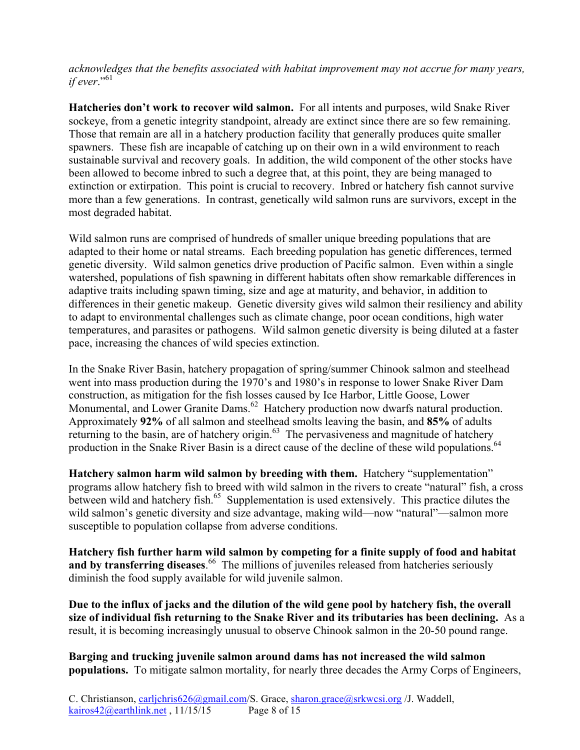*acknowledges that the benefits associated with habitat improvement may not accrue for many years, if ever*."[61]

**Hatcheries don't work to recover wild salmon.** For all intents and purposes, wild Snake River sockeye, from a genetic integrity standpoint, already are extinct since there are so few remaining. Those that remain are all in a hatchery production facility that generally produces quite smaller spawners. These fish are incapable of catching up on their own in a wild environment to reach sustainable survival and recovery goals. In addition, the wild component of the other stocks have been allowed to become inbred to such a degree that, at this point, they are being managed to extinction or extirpation. This point is crucial to recovery. Inbred or hatchery fish cannot survive more than a few generations. In contrast, genetically wild salmon runs are survivors, except in the most degraded habitat.

Wild salmon runs are comprised of hundreds of smaller unique breeding populations that are adapted to their home or natal streams. Each breeding population has genetic differences, termed genetic diversity. Wild salmon genetics drive production of Pacific salmon. Even within a single watershed, populations of fish spawning in different habitats often show remarkable differences in adaptive traits including spawn timing, size and age at maturity, and behavior, in addition to differences in their genetic makeup. Genetic diversity gives wild salmon their resiliency and ability to adapt to environmental challenges such as climate change, poor ocean conditions, high water temperatures, and parasites or pathogens. Wild salmon genetic diversity is being diluted at a faster pace, increasing the chances of wild species extinction.

In the Snake River Basin, hatchery propagation of spring/summer Chinook salmon and steelhead went into mass production during the 1970's and 1980's in response to lower Snake River Dam construction, as mitigation for the fish losses caused by Ice Harbor, Little Goose, Lower Monumental, and Lower Granite Dams.[62] Hatchery production now dwarfs natural production. Approximately **92%** of all salmon and steelhead smolts leaving the basin, and **85%** of adults returning to the basin, are of hatchery origin.[63] The pervasiveness and magnitude of hatchery production in the Snake River Basin is a direct cause of the decline of these wild populations.[64]

**Hatchery salmon harm wild salmon by breeding with them.** Hatchery "supplementation" programs allow hatchery fish to breed with wild salmon in the rivers to create "natural" fish, a cross between wild and hatchery fish.[65] Supplementation is used extensively. This practice dilutes the wild salmon's genetic diversity and size advantage, making wild—now "natural"—salmon more susceptible to population collapse from adverse conditions.

**Hatchery fish further harm wild salmon by competing for a finite supply of food and habitat and by transferring diseases**.[66] The millions of juveniles released from hatcheries seriously diminish the food supply available for wild juvenile salmon.

**Due to the influx of jacks and the dilution of the wild gene pool by hatchery fish, the overall size of individual fish returning to the Snake River and its tributaries has been declining.** As a result, it is becoming increasingly unusual to observe Chinook salmon in the 20-50 pound range.

**Barging and trucking juvenile salmon around dams has not increased the wild salmon populations.** To mitigate salmon mortality, for nearly three decades the Army Corps of Engineers,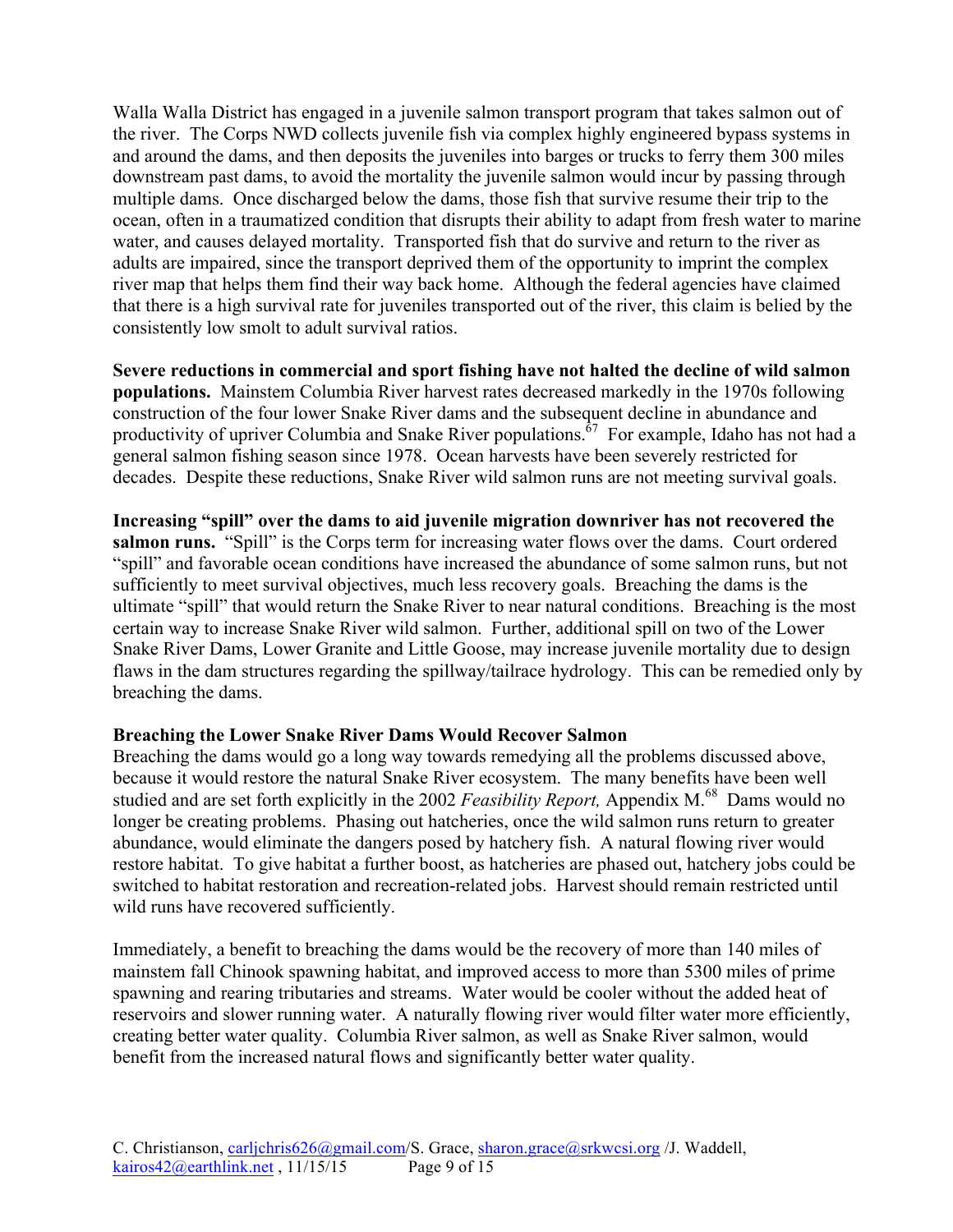Walla Walla District has engaged in a juvenile salmon transport program that takes salmon out of the river. The Corps NWD collects juvenile fish via complex highly engineered bypass systems in and around the dams, and then deposits the juveniles into barges or trucks to ferry them 300 miles downstream past dams, to avoid the mortality the juvenile salmon would incur by passing through multiple dams. Once discharged below the dams, those fish that survive resume their trip to the ocean, often in a traumatized condition that disrupts their ability to adapt from fresh water to marine water, and causes delayed mortality. Transported fish that do survive and return to the river as adults are impaired, since the transport deprived them of the opportunity to imprint the complex river map that helps them find their way back home. Although the federal agencies have claimed that there is a high survival rate for juveniles transported out of the river, this claim is belied by the consistently low smolt to adult survival ratios.

**Severe reductions in commercial and sport fishing have not halted the decline of wild salmon populations.** Mainstem Columbia River harvest rates decreased markedly in the 1970s following construction of the four lower Snake River dams and the subsequent decline in abundance and productivity of upriver Columbia and Snake River populations.[67] For example, Idaho has not had a general salmon fishing season since 1978. Ocean harvests have been severely restricted for decades. Despite these reductions, Snake River wild salmon runs are not meeting survival goals.

**Increasing "spill" over the dams to aid juvenile migration downriver has not recovered the salmon runs.** "Spill" is the Corps term for increasing water flows over the dams. Court ordered "spill" and favorable ocean conditions have increased the abundance of some salmon runs, but not sufficiently to meet survival objectives, much less recovery goals. Breaching the dams is the ultimate "spill" that would return the Snake River to near natural conditions. Breaching is the most certain way to increase Snake River wild salmon. Further, additional spill on two of the Lower Snake River Dams, Lower Granite and Little Goose, may increase juvenile mortality due to design flaws in the dam structures regarding the spillway/tailrace hydrology. This can be remedied only by breaching the dams.

**Breaching the Lower Snake River Dams Would Recover Salmon**

Breaching the dams would go a long way towards remedying all the problems discussed above, because it would restore the natural Snake River ecosystem. The many benefits have been well studied and are set forth explicitly in the 2002 *Feasibility Report,* Appendix M.[68] Dams would no longer be creating problems. Phasing out hatcheries, once the wild salmon runs return to greater abundance, would eliminate the dangers posed by hatchery fish. A natural flowing river would restore habitat. To give habitat a further boost, as hatcheries are phased out, hatchery jobs could be switched to habitat restoration and recreation-related jobs. Harvest should remain restricted until wild runs have recovered sufficiently.

Immediately, a benefit to breaching the dams would be the recovery of more than 140 miles of mainstem fall Chinook spawning habitat, and improved access to more than 5300 miles of prime spawning and rearing tributaries and streams. Water would be cooler without the added heat of reservoirs and slower running water. A naturally flowing river would filter water more efficiently, creating better water quality. Columbia River salmon, as well as Snake River salmon, would benefit from the increased natural flows and significantly better water quality.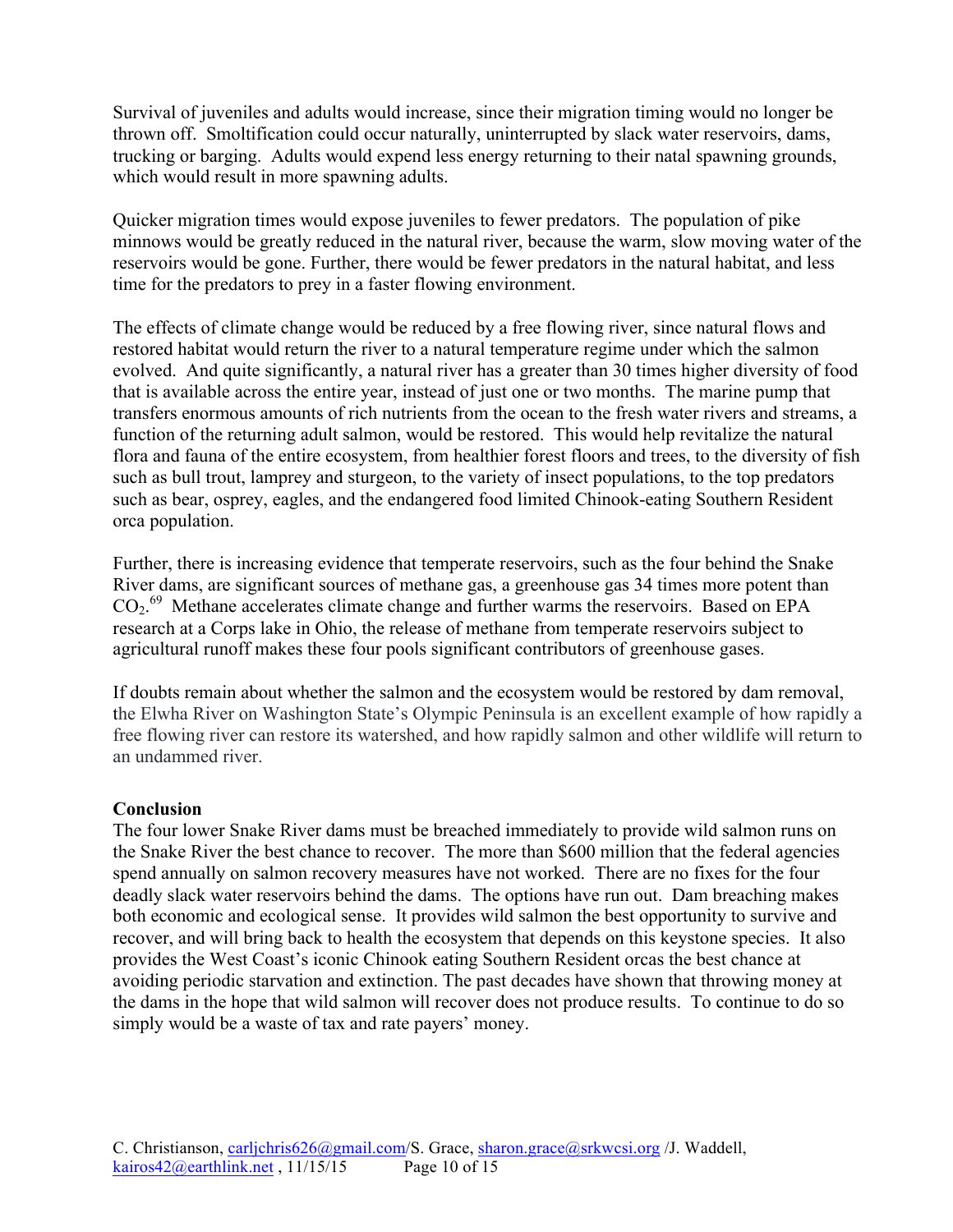Survival of juveniles and adults would increase, since their migration timing would no longer be thrown off. Smoltification could occur naturally, uninterrupted by slack water reservoirs, dams, trucking or barging. Adults would expend less energy returning to their natal spawning grounds, which would result in more spawning adults.

Quicker migration times would expose juveniles to fewer predators. The population of pike minnows would be greatly reduced in the natural river, because the warm, slow moving water of the reservoirs would be gone. Further, there would be fewer predators in the natural habitat, and less time for the predators to prey in a faster flowing environment.

The effects of climate change would be reduced by a free flowing river, since natural flows and restored habitat would return the river to a natural temperature regime under which the salmon evolved. And quite significantly, a natural river has a greater than 30 times higher diversity of food that is available across the entire year, instead of just one or two months. The marine pump that transfers enormous amounts of rich nutrients from the ocean to the fresh water rivers and streams, a function of the returning adult salmon, would be restored. This would help revitalize the natural flora and fauna of the entire ecosystem, from healthier forest floors and trees, to the diversity of fish such as bull trout, lamprey and sturgeon, to the variety of insect populations, to the top predators such as bear, osprey, eagles, and the endangered food limited Chinook-eating Southern Resident orca population.

Further, there is increasing evidence that temperate reservoirs, such as the four behind the Snake River dams, are significant sources of methane gas, a greenhouse gas 34 times more potent than $CO_2$.[69] Methane accelerates climate change and further warms the reservoirs. Based on EPA research at a Corps lake in Ohio, the release of methane from temperate reservoirs subject to agricultural runoff makes these four pools significant contributors of greenhouse gases.

If doubts remain about whether the salmon and the ecosystem would be restored by dam removal, the Elwha River on Washington State's Olympic Peninsula is an excellent example of how rapidly a free flowing river can restore its watershed, and how rapidly salmon and other wildlife will return to an undammed river.

**Conclusion**

The four lower Snake River dams must be breached immediately to provide wild salmon runs on the Snake River the best chance to recover. The more than $600 million that the federal agencies spend annually on salmon recovery measures have not worked. There are no fixes for the four deadly slack water reservoirs behind the dams. The options have run out. Dam breaching makes both economic and ecological sense. It provides wild salmon the best opportunity to survive and recover, and will bring back to health the ecosystem that depends on this keystone species. It also provides the West Coast's iconic Chinook eating Southern Resident orcas the best chance at avoiding periodic starvation and extinction. The past decades have shown that throwing money at the dams in the hope that wild salmon will recover does not produce results. To continue to do so simply would be a waste of tax and rate payers' money.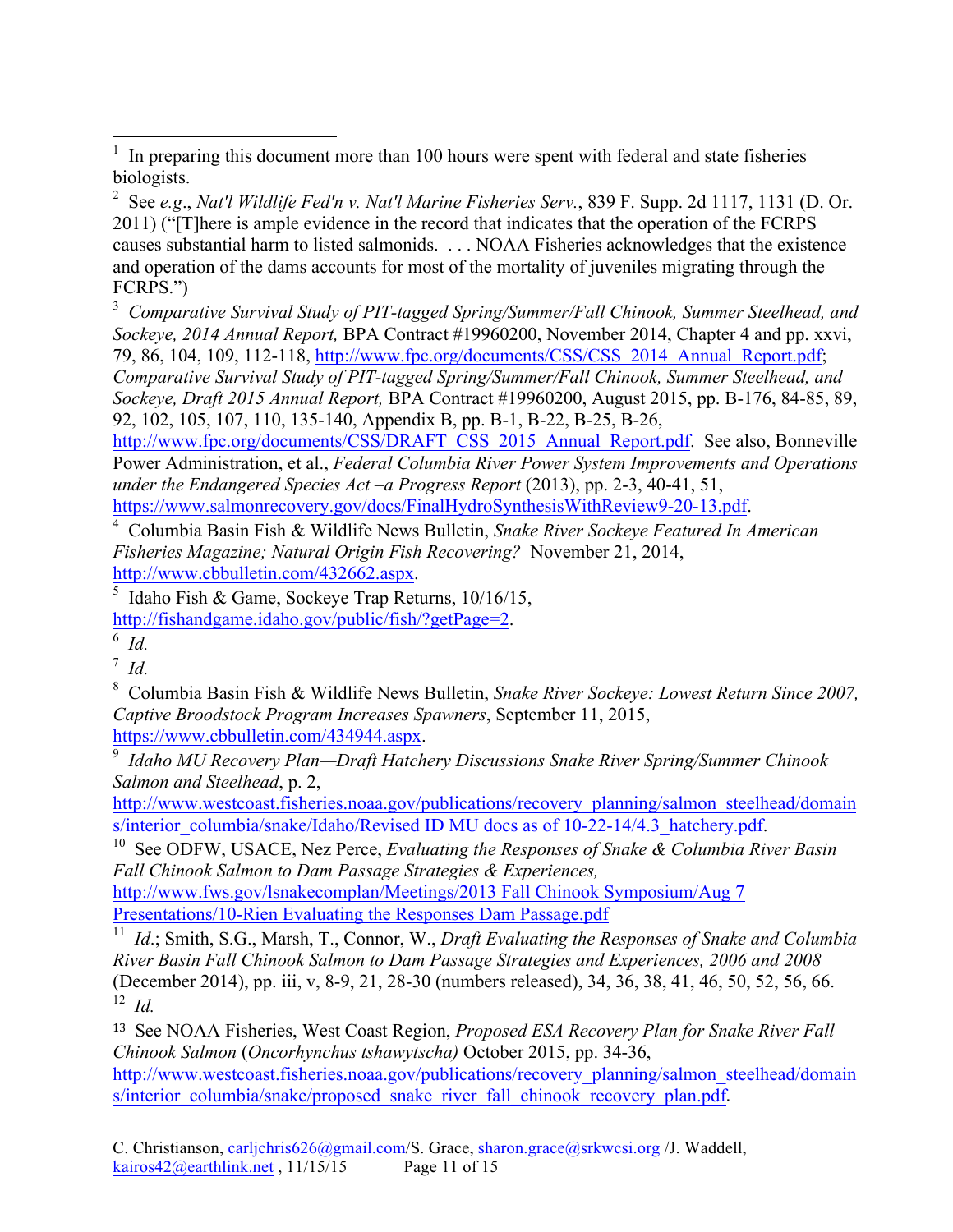[1] In preparing this document more than 100 hours were spent with federal and state fisheries biologists.

[2] See *e.g*., *Nat'l Wildlife Fed'n v. Nat'l Marine Fisheries Serv.*, 839 F. Supp. 2d 1117, 1131 (D. Or. 2011) ("[T]here is ample evidence in the record that indicates that the operation of the FCRPS causes substantial harm to listed salmonids. . . . NOAA Fisheries acknowledges that the existence and operation of the dams accounts for most of the mortality of juveniles migrating through the FCRPS.")

[3] *Comparative Survival Study of PIT-tagged Spring/Summer/Fall Chinook, Summer Steelhead, and Sockeye, 2014 Annual Report,* BPA Contract #19960200, November 2014, Chapter 4 and pp. xxvi, 79, 86, 104, 109, 112-118, http://www.fpc.org/documents/CSS/CSS_2014_Annual_Report.pdf; *Comparative Survival Study of PIT-tagged Spring/Summer/Fall Chinook, Summer Steelhead, and Sockeye, Draft 2015 Annual Report,* BPA Contract #19960200, August 2015, pp. B-176, 84-85, 89, 92, 102, 105, 107, 110, 135-140, Appendix B, pp. B-1, B-22, B-25, B-26, http://www.fpc.org/documents/CSS/DRAFT_CSS_2015_Annual_Report.pdf. See also, Bonneville Power Administration, et al., *Federal Columbia River Power System Improvements and Operations under the Endangered Species Act –a Progress Report* (2013), pp. 2-3, 40-41, 51, https://www.salmonrecovery.gov/docs/FinalHydroSynthesisWithReview9-20-13.pdf.

[4] Columbia Basin Fish & Wildlife News Bulletin, *Snake River Sockeye Featured In American Fisheries Magazine; Natural Origin Fish Recovering?* November 21, 2014, http://www.cbbulletin.com/432662.aspx.

[5] Idaho Fish & Game, Sockeye Trap Returns, 10/16/15, http://fishandgame.idaho.gov/public/fish/?getPage=2.

[6] *Id.*

[7] *Id.*

[8] Columbia Basin Fish & Wildlife News Bulletin, *Snake River Sockeye: Lowest Return Since 2007, Captive Broodstock Program Increases Spawners*, September 11, 2015, https://www.cbbulletin.com/434944.aspx.

[9] *Idaho MU Recovery Plan—Draft Hatchery Discussions Snake River Spring/Summer Chinook Salmon and Steelhead*, p. 2, http://www.westcoast.fisheries.noaa.gov/publications/recovery_planning/salmon_steelhead/domains/interior_columbia/snake/Idaho/Revised ID MU docs as of 10-22-14/4.3_hatchery.pdf.

[10] See ODFW, USACE, Nez Perce, *Evaluating the Responses of Snake & Columbia River Basin Fall Chinook Salmon to Dam Passage Strategies & Experiences,* http://www.fws.gov/lsnakecomplan/Meetings/2013 Fall Chinook Symposium/Aug 7 Presentations/10-Rien Evaluating the Responses Dam Passage.pdf

[11] *Id*.; Smith, S.G., Marsh, T., Connor, W., *Draft Evaluating the Responses of Snake and Columbia River Basin Fall Chinook Salmon to Dam Passage Strategies and Experiences, 2006 and 2008* (December 2014), pp. iii, v, 8-9, 21, 28-30 (numbers released), 34, 36, 38, 41, 46, 50, 52, 56, 66.

[12] *Id.*

[13] See NOAA Fisheries, West Coast Region, *Proposed ESA Recovery Plan for Snake River Fall Chinook Salmon* (*Oncorhynchus tshawytscha)* October 2015, pp. 34-36, http://www.westcoast.fisheries.noaa.gov/publications/recovery_planning/salmon_steelhead/domains/interior_columbia/snake/proposed_snake_river_fall_chinook_recovery_plan.pdf.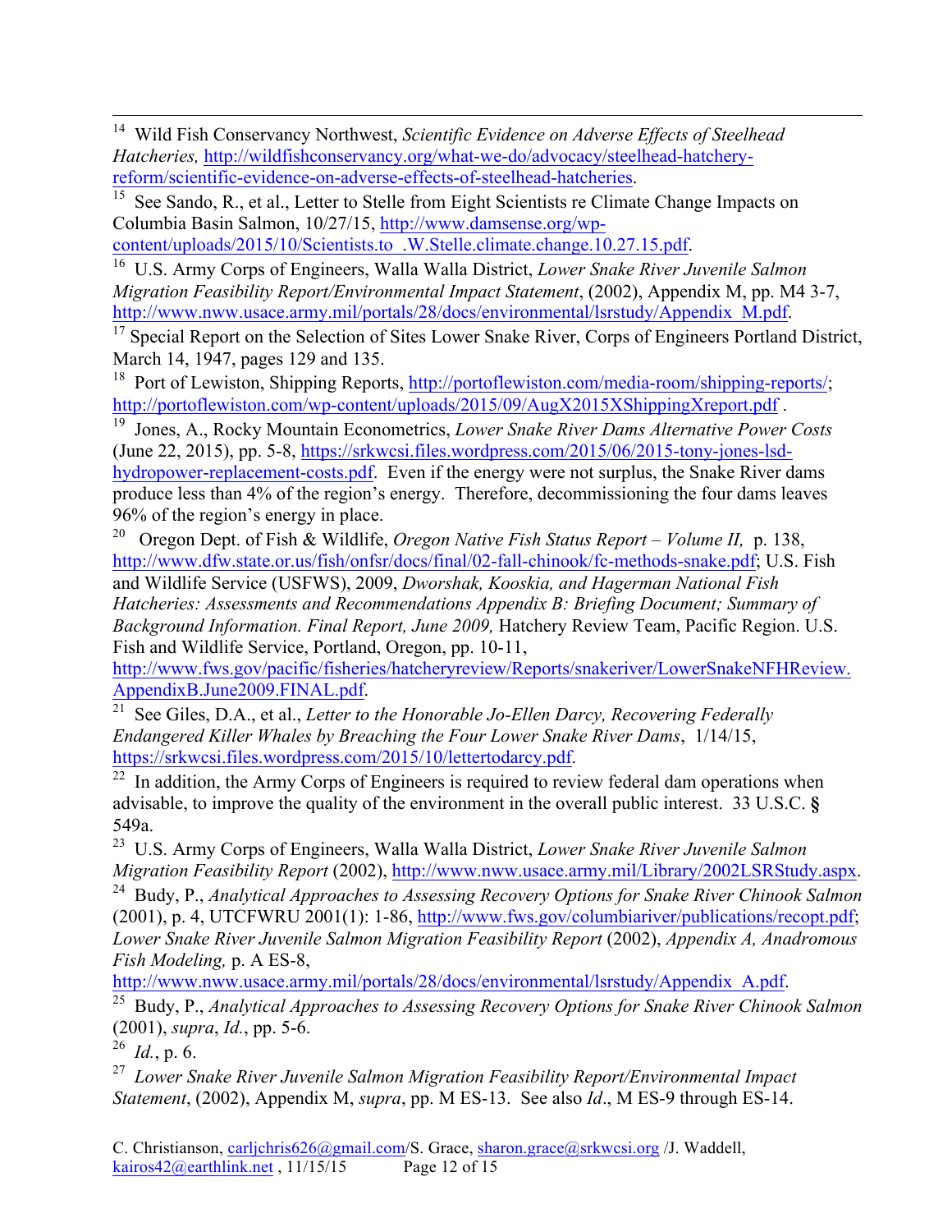[14] Wild Fish Conservancy Northwest, *Scientific Evidence on Adverse Effects of Steelhead Hatcheries,* http://wildfishconservancy.org/what-we-do/advocacy/steelhead-hatchery-reform/scientific-evidence-on-adverse-effects-of-steelhead-hatcheries.

[15] See Sando, R., et al., Letter to Stelle from Eight Scientists re Climate Change Impacts on Columbia Basin Salmon, 10/27/15, http://www.damsense.org/wp-content/uploads/2015/10/Scientists.to_.W.Stelle.climate.change.10.27.15.pdf.

[16] U.S. Army Corps of Engineers, Walla Walla District, *Lower Snake River Juvenile Salmon Migration Feasibility Report/Environmental Impact Statement*, (2002), Appendix M, pp. M4 3-7, http://www.nww.usace.army.mil/portals/28/docs/environmental/lsrstudy/Appendix_M.pdf.

[17] Special Report on the Selection of Sites Lower Snake River, Corps of Engineers Portland District, March 14, 1947, pages 129 and 135.

[18] Port of Lewiston, Shipping Reports, http://portoflewiston.com/media-room/shipping-reports/; http://portoflewiston.com/wp-content/uploads/2015/09/AugX2015XShippingXreport.pdf .

[19] Jones, A., Rocky Mountain Econometrics, *Lower Snake River Dams Alternative Power Costs* (June 22, 2015), pp. 5-8, https://srkwcsi.files.wordpress.com/2015/06/2015-tony-jones-lsd-hydropower-replacement-costs.pdf. Even if the energy were not surplus, the Snake River dams produce less than 4% of the region's energy. Therefore, decommissioning the four dams leaves 96% of the region's energy in place.

[20] Oregon Dept. of Fish & Wildlife, *Oregon Native Fish Status Report – Volume II,* p. 138, http://www.dfw.state.or.us/fish/onfsr/docs/final/02-fall-chinook/fc-methods-snake.pdf; U.S. Fish and Wildlife Service (USFWS), 2009, *Dworshak, Kooskia, and Hagerman National Fish Hatcheries: Assessments and Recommendations Appendix B: Briefing Document; Summary of Background Information. Final Report, June 2009,* Hatchery Review Team, Pacific Region. U.S. Fish and Wildlife Service, Portland, Oregon, pp. 10-11, http://www.fws.gov/pacific/fisheries/hatcheryreview/Reports/snakeriver/LowerSnakeNFHReview.AppendixB.June2009.FINAL.pdf.

[21] See Giles, D.A., et al., *Letter to the Honorable Jo-Ellen Darcy, Recovering Federally Endangered Killer Whales by Breaching the Four Lower Snake River Dams*, 1/14/15, https://srkwcsi.files.wordpress.com/2015/10/lettertodarcy.pdf.

[22] In addition, the Army Corps of Engineers is required to review federal dam operations when advisable, to improve the quality of the environment in the overall public interest. 33 U.S.C. **§** 549a.

[23] U.S. Army Corps of Engineers, Walla Walla District, *Lower Snake River Juvenile Salmon Migration Feasibility Report* (2002), http://www.nww.usace.army.mil/Library/2002LSRStudy.aspx.

[24] Budy, P., *Analytical Approaches to Assessing Recovery Options for Snake River Chinook Salmon* (2001), p. 4, UTCFWRU 2001(1): 1-86, http://www.fws.gov/columbiariver/publications/recopt.pdf; *Lower Snake River Juvenile Salmon Migration Feasibility Report* (2002), *Appendix A, Anadromous Fish Modeling,* p. A ES-8, http://www.nww.usace.army.mil/portals/28/docs/environmental/lsrstudy/Appendix_A.pdf.

[25] Budy, P., *Analytical Approaches to Assessing Recovery Options for Snake River Chinook Salmon* (2001), *supra*, *Id.*, pp. 5-6.

[26] *Id.*, p. 6.

[27] *Lower Snake River Juvenile Salmon Migration Feasibility Report/Environmental Impact Statement*, (2002), Appendix M, *supra*, pp. M ES-13. See also *Id*., M ES-9 through ES-14.

C. Christianson, carljchris626@gmail.com/S. Grace, sharon.grace@srkwcsi.org /J. Waddell, kairos42@earthlink.net , 11/15/15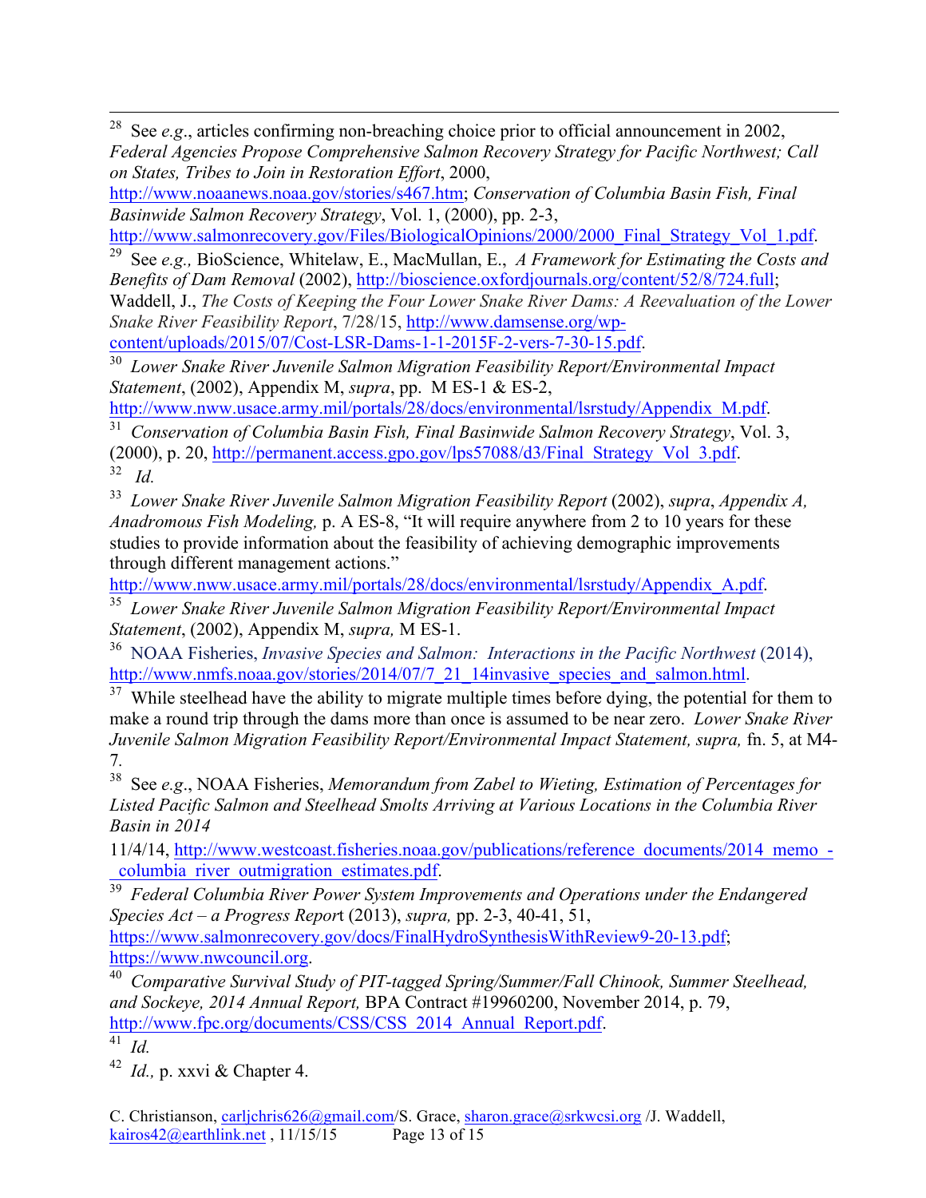[28] See *e.g*., articles confirming non-breaching choice prior to official announcement in 2002, *Federal Agencies Propose Comprehensive Salmon Recovery Strategy for Pacific Northwest; Call on States, Tribes to Join in Restoration Effort*, 2000, http://www.noaanews.noaa.gov/stories/s467.htm; *Conservation of Columbia Basin Fish, Final Basinwide Salmon Recovery Strategy*, Vol. 1, (2000), pp. 2-3, http://www.salmonrecovery.gov/Files/BiologicalOpinions/2000/2000_Final_Strategy_Vol_1.pdf.

[29] See *e.g.,* BioScience, Whitelaw, E., MacMullan, E., *A Framework for Estimating the Costs and Benefits of Dam Removal* (2002), http://bioscience.oxfordjournals.org/content/52/8/724.full; Waddell, J., *The Costs of Keeping the Four Lower Snake River Dams: A Reevaluation of the Lower Snake River Feasibility Report*, 7/28/15, http://www.damsense.org/wp-content/uploads/2015/07/Cost-LSR-Dams-1-1-2015F-2-vers-7-30-15.pdf.

[30] *Lower Snake River Juvenile Salmon Migration Feasibility Report/Environmental Impact Statement*, (2002), Appendix M, *supra*, pp. M ES-1 & ES-2, http://www.nww.usace.army.mil/portals/28/docs/environmental/lsrstudy/Appendix_M.pdf.

[31] *Conservation of Columbia Basin Fish, Final Basinwide Salmon Recovery Strategy*, Vol. 3, (2000), p. 20, http://permanent.access.gpo.gov/lps57088/d3/Final_Strategy_Vol_3.pdf.

[32] *Id.*

[33] *Lower Snake River Juvenile Salmon Migration Feasibility Report* (2002), *supra*, *Appendix A, Anadromous Fish Modeling,* p. A ES-8, "It will require anywhere from 2 to 10 years for these studies to provide information about the feasibility of achieving demographic improvements through different management actions." http://www.nww.usace.army.mil/portals/28/docs/environmental/lsrstudy/Appendix_A.pdf.

[35] *Lower Snake River Juvenile Salmon Migration Feasibility Report/Environmental Impact Statement*, (2002), Appendix M, *supra,* M ES-1.

[36] NOAA Fisheries, *Invasive Species and Salmon: Interactions in the Pacific Northwest* (2014), http://www.nmfs.noaa.gov/stories/2014/07/7_21_14invasive_species_and_salmon.html.

[37] While steelhead have the ability to migrate multiple times before dying, the potential for them to make a round trip through the dams more than once is assumed to be near zero. *Lower Snake River Juvenile Salmon Migration Feasibility Report/Environmental Impact Statement, supra,* fn. 5, at M4-7.

[38] See *e.g*., NOAA Fisheries, *Memorandum from Zabel to Wieting, Estimation of Percentages for Listed Pacific Salmon and Steelhead Smolts Arriving at Various Locations in the Columbia River Basin in 2014*

11/4/14, http://www.westcoast.fisheries.noaa.gov/publications/reference_documents/2014_memo_-_columbia_river_outmigration_estimates.pdf.

[39] *Federal Columbia River Power System Improvements and Operations under the Endangered Species Act – a Progress Report* (2013), *supra,* pp. 2-3, 40-41, 51, https://www.salmonrecovery.gov/docs/FinalHydroSynthesisWithReview9-20-13.pdf; https://www.nwcouncil.org.

[40] *Comparative Survival Study of PIT-tagged Spring/Summer/Fall Chinook, Summer Steelhead, and Sockeye, 2014 Annual Report,* BPA Contract #19960200, November 2014, p. 79, http://www.fpc.org/documents/CSS/CSS_2014_Annual_Report.pdf.

[41] *Id.*

[42] *Id.,* p. xxvi & Chapter 4.

C. Christianson, carljchris626@gmail.com/S. Grace, sharon.grace@srkwcsi.org /J. Waddell, kairos42@earthlink.net , 11/15/15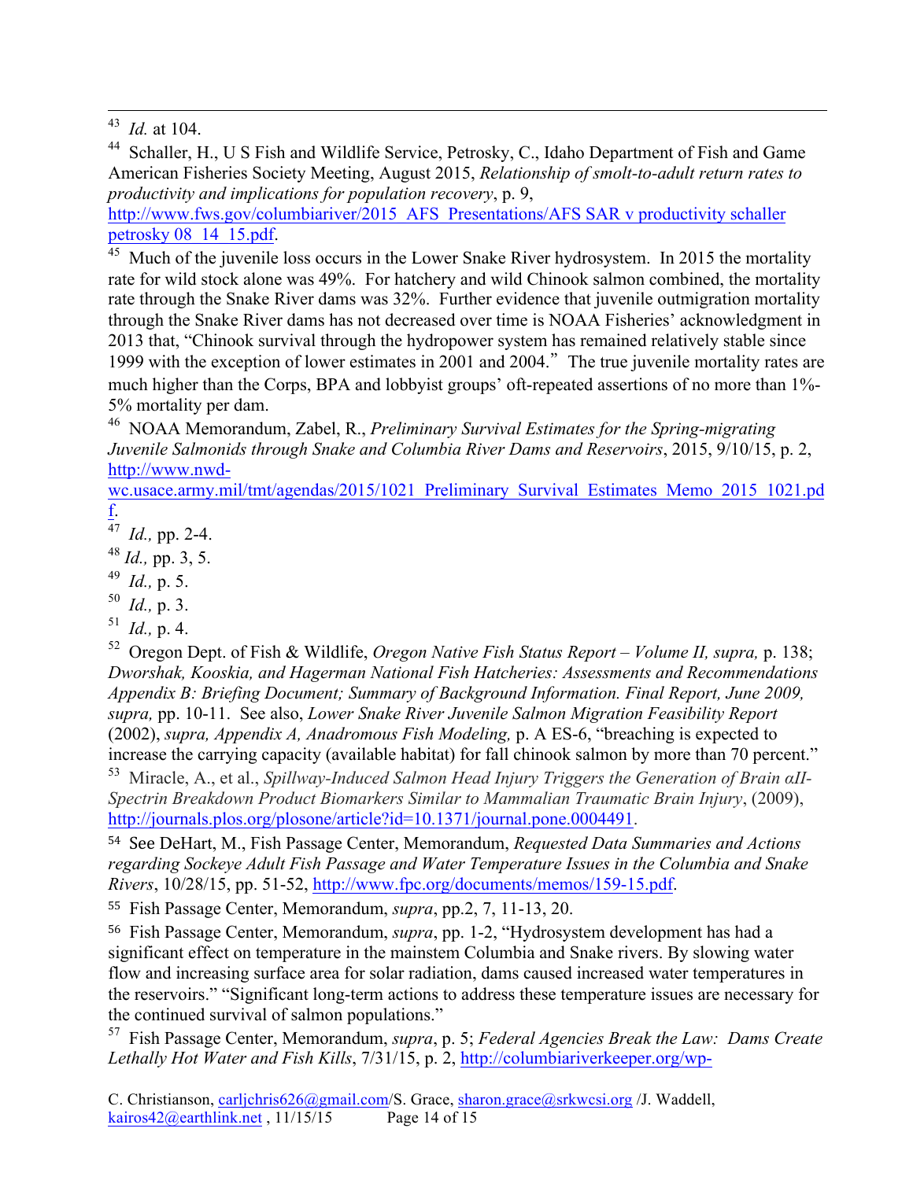[43] *Id.* at 104.

[44] Schaller, H., U S Fish and Wildlife Service, Petrosky, C., Idaho Department of Fish and Game American Fisheries Society Meeting, August 2015, *Relationship of smolt-to-adult return rates to productivity and implications for population recovery*, p. 9, http://www.fws.gov/columbiariver/2015_AFS_Presentations/AFS SAR v productivity schaller petrosky 08_14_15.pdf.

[45] Much of the juvenile loss occurs in the Lower Snake River hydrosystem. In 2015 the mortality rate for wild stock alone was 49%. For hatchery and wild Chinook salmon combined, the mortality rate through the Snake River dams was 32%. Further evidence that juvenile outmigration mortality through the Snake River dams has not decreased over time is NOAA Fisheries' acknowledgment in 2013 that, "Chinook survival through the hydropower system has remained relatively stable since 1999 with the exception of lower estimates in 2001 and 2004." The true juvenile mortality rates are much higher than the Corps, BPA and lobbyist groups' oft-repeated assertions of no more than 1%-5% mortality per dam.

[46] NOAA Memorandum, Zabel, R., *Preliminary Survival Estimates for the Spring-migrating Juvenile Salmonids through Snake and Columbia River Dams and Reservoirs*, 2015, 9/10/15, p. 2, http://www.nwd-wc.usace.army.mil/tmt/agendas/2015/1021_Preliminary_Survival_Estimates_Memo_2015_1021.pdf.

[47] *Id.,* pp. 2-4.

[48] *Id.,* pp. 3, 5.

[49] *Id.,* p. 5.

[50] *Id.,* p. 3.

[51] *Id.,* p. 4.

[52] Oregon Dept. of Fish & Wildlife, *Oregon Native Fish Status Report – Volume II, supra,* p. 138; *Dworshak, Kooskia, and Hagerman National Fish Hatcheries: Assessments and Recommendations Appendix B: Briefing Document; Summary of Background Information. Final Report, June 2009, supra,* pp. 10-11. See also, *Lower Snake River Juvenile Salmon Migration Feasibility Report* (2002), *supra, Appendix A, Anadromous Fish Modeling,* p. A ES-6, "breaching is expected to increase the carrying capacity (available habitat) for fall chinook salmon by more than 70 percent."

[53] Miracle, A., et al., *Spillway-Induced Salmon Head Injury Triggers the Generation of Brain αII-Spectrin Breakdown Product Biomarkers Similar to Mammalian Traumatic Brain Injury*, (2009), http://journals.plos.org/plosone/article?id=10.1371/journal.pone.0004491.

[54] See DeHart, M., Fish Passage Center, Memorandum, *Requested Data Summaries and Actions regarding Sockeye Adult Fish Passage and Water Temperature Issues in the Columbia and Snake Rivers*, 10/28/15, pp. 51-52, http://www.fpc.org/documents/memos/159-15.pdf.

[55] Fish Passage Center, Memorandum, *supra*, pp.2, 7, 11-13, 20.

[56] Fish Passage Center, Memorandum, *supra*, pp. 1-2, "Hydrosystem development has had a significant effect on temperature in the mainstem Columbia and Snake rivers. By slowing water flow and increasing surface area for solar radiation, dams caused increased water temperatures in the reservoirs." "Significant long-term actions to address these temperature issues are necessary for the continued survival of salmon populations."

[57] Fish Passage Center, Memorandum, *supra*, p. 5; *Federal Agencies Break the Law: Dams Create Lethally Hot Water and Fish Kills*, 7/31/15, p. 2, http://columbiariverkeeper.org/wp-

C. Christianson, carljchris626@gmail.com/S. Grace, sharon.grace@srkwcsi.org /J. Waddell, kairos42@earthlink.net , 11/15/15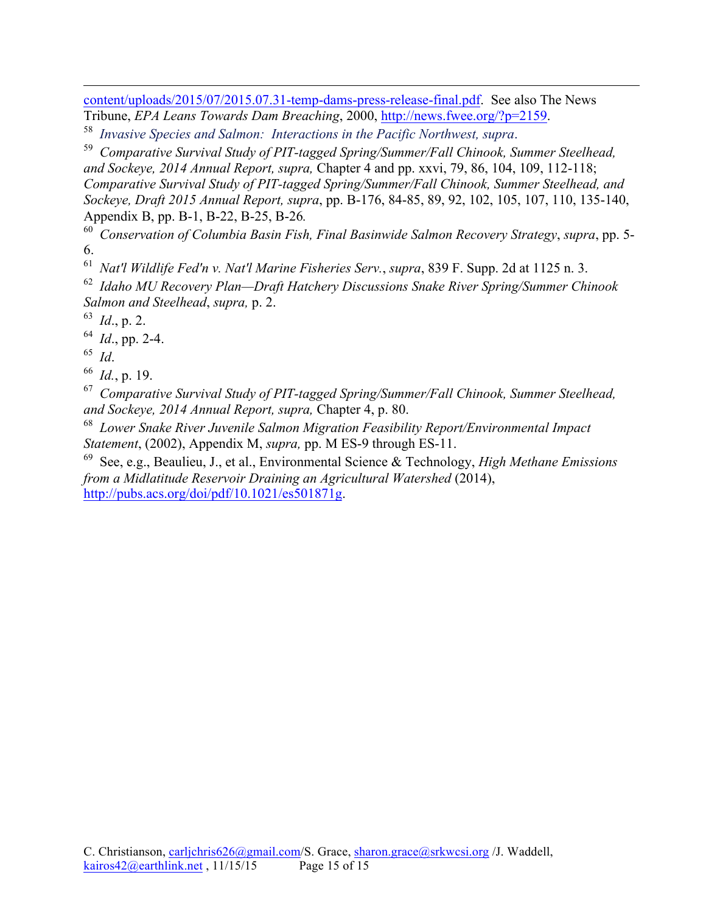content/uploads/2015/07/2015.07.31-temp-dams-press-release-final.pdf. See also The News Tribune, *EPA Leans Towards Dam Breaching*, 2000, http://news.fwee.org/?p=2159.

[58] *Invasive Species and Salmon: Interactions in the Pacific Northwest, supra*.

[59] *Comparative Survival Study of PIT-tagged Spring/Summer/Fall Chinook, Summer Steelhead, and Sockeye, 2014 Annual Report, supra,* Chapter 4 and pp. xxvi, 79, 86, 104, 109, 112-118; *Comparative Survival Study of PIT-tagged Spring/Summer/Fall Chinook, Summer Steelhead, and Sockeye, Draft 2015 Annual Report, supra*, pp. B-176, 84-85, 89, 92, 102, 105, 107, 110, 135-140, Appendix B, pp. B-1, B-22, B-25, B-26*.*

[60] *Conservation of Columbia Basin Fish, Final Basinwide Salmon Recovery Strategy*, *supra*, pp. 5-6.

[61] *Nat'l Wildlife Fed'n v. Nat'l Marine Fisheries Serv.*, *supra*, 839 F. Supp. 2d at 1125 n. 3.

[62] *Idaho MU Recovery Plan—Draft Hatchery Discussions Snake River Spring/Summer Chinook Salmon and Steelhead*, *supra,* p. 2.

[63] *Id*., p. 2.

[64] *Id*., pp. 2-4.

[65] *Id*.

[66] *Id.*, p. 19.

[67] *Comparative Survival Study of PIT-tagged Spring/Summer/Fall Chinook, Summer Steelhead, and Sockeye, 2014 Annual Report, supra,* Chapter 4, p. 80.

[68] *Lower Snake River Juvenile Salmon Migration Feasibility Report/Environmental Impact Statement*, (2002), Appendix M, *supra,* pp. M ES-9 through ES-11.

[69] See, e.g., Beaulieu, J., et al., Environmental Science & Technology, *High Methane Emissions from a Midlatitude Reservoir Draining an Agricultural Watershed* (2014), http://pubs.acs.org/doi/pdf/10.1021/es501871g.

C. Christianson, carljchris626@gmail.com/S. Grace, sharon.grace@srkwcsi.org /J. Waddell, kairos42@earthlink.net , 11/15/15